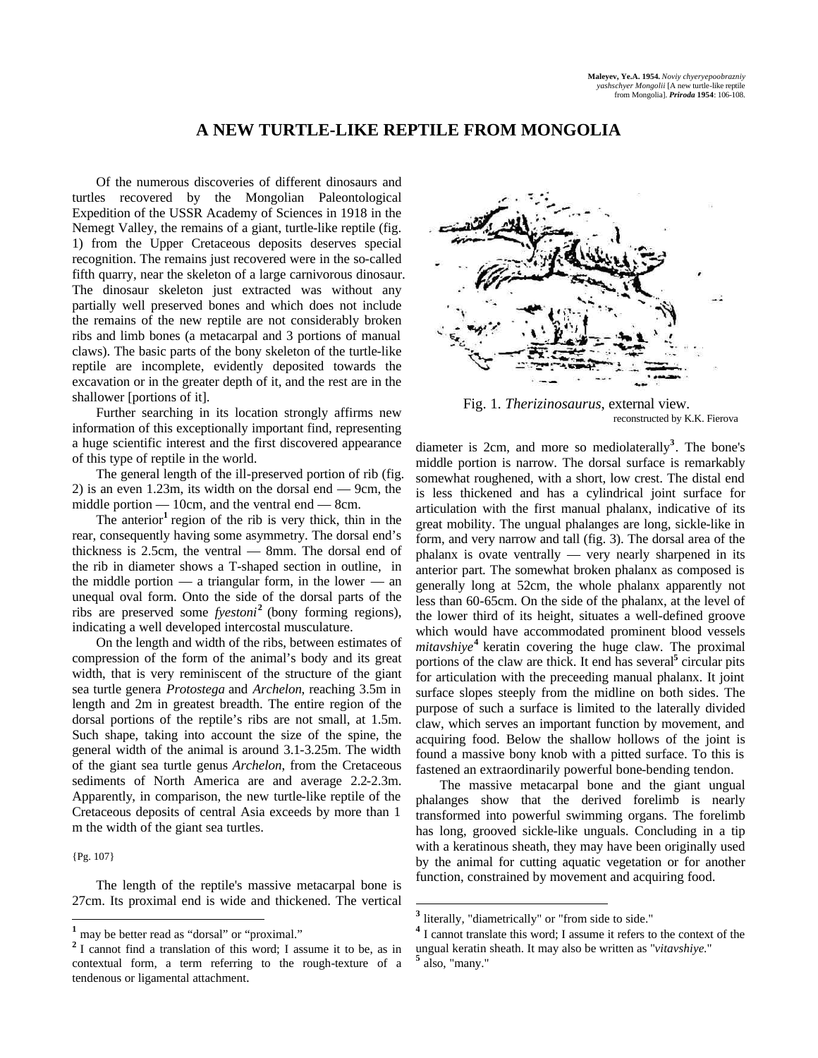Maleyev, Ye.A. 1954. *Noviy chyeryepoobrazniy yashschyer Mongolii* [A new turtle-like reptile from Mongolia]. ***Priroda* 1954**: 106-108.

# A NEW TURTLE-LIKE REPTILE FROM MONGOLIA

Of the numerous discoveries of different dinosaurs and turtles recovered by the Mongolian Paleontological Expedition of the USSR Academy of Sciences in 1918 in the Nemegt Valley, the remains of a giant, turtle-like reptile (fig. 1) from the Upper Cretaceous deposits deserves special recognition. The remains just recovered were in the so-called fifth quarry, near the skeleton of a large carnivorous dinosaur. The dinosaur skeleton just extracted was without any partially well preserved bones and which does not include the remains of the new reptile are not considerably broken ribs and limb bones (a metacarpal and 3 portions of manual claws). The basic parts of the bony skeleton of the turtle-like reptile are incomplete, evidently deposited towards the excavation or in the greater depth of it, and the rest are in the shallower [portions of it].

Further searching in its location strongly affirms new information of this exceptionally important find, representing a huge scientific interest and the first discovered appearance of this type of reptile in the world.

The general length of the ill-preserved portion of rib (fig. 2) is an even 1.23m, its width on the dorsal end — 9cm, the middle portion — 10cm, and the ventral end — 8cm.

The anterior[1] region of the rib is very thick, thin in the rear, consequently having some asymmetry. The dorsal end's thickness is 2.5cm, the ventral — 8mm. The dorsal end of the rib in diameter shows a T-shaped section in outline, in the middle portion — a triangular form, in the lower — an unequal oval form. Onto the side of the dorsal parts of the ribs are preserved some *fyestoni*[2] (bony forming regions), indicating a well developed intercostal musculature.

On the length and width of the ribs, between estimates of compression of the form of the animal's body and its great width, that is very reminiscent of the structure of the giant sea turtle genera *Protostega* and *Archelon*, reaching 3.5m in length and 2m in greatest breadth. The entire region of the dorsal portions of the reptile's ribs are not small, at 1.5m. Such shape, taking into account the size of the spine, the general width of the animal is around 3.1-3.25m. The width of the giant sea turtle genus *Archelon*, from the Cretaceous sediments of North America are and average 2.2-2.3m. Apparently, in comparison, the new turtle-like reptile of the Cretaceous deposits of central Asia exceeds by more than 1 m the width of the giant sea turtles.

{Pg. 107}

The length of the reptile's massive metacarpal bone is 27cm. Its proximal end is wide and thickened. The vertical diameter is 2cm, and more so mediolaterally[3]. The bone's middle portion is narrow. The dorsal surface is remarkably somewhat roughened, with a short, low crest. The distal end is less thickened and has a cylindrical joint surface for articulation with the first manual phalanx, indicative of its great mobility. The ungual phalanges are long, sickle-like in form, and very narrow and tall (fig. 3). The dorsal area of the phalanx is ovate ventrally — very nearly sharpened in its anterior part. The somewhat broken phalanx as composed is generally long at 52cm, the whole phalanx apparently not less than 60-65cm. On the side of the phalanx, at the level of the lower third of its height, situates a well-defined groove which would have accommodated prominent blood vessels *mitavshiye*[4] keratin covering the huge claw. The proximal portions of the claw are thick. It end has several[5] circular pits for articulation with the preceeding manual phalanx. It joint surface slopes steeply from the midline on both sides. The purpose of such a surface is limited to the laterally divided claw, which serves an important function by movement, and acquiring food. Below the shallow hollows of the joint is found a massive bony knob with a pitted surface. To this is fastened an extraordinarily powerful bone-bending tendon.

The massive metacarpal bone and the giant ungual phalanges show that the derived forelimb is nearly transformed into powerful swimming organs. The forelimb has long, grooved sickle-like unguals. Concluding in a tip with a keratinous sheath, they may have been originally used by the animal for cutting aquatic vegetation or for another function, constrained by movement and acquiring food.

Fig. 1. *Therizinosaurus*, external view.
reconstructed by K.K. Fierova

---

[1] may be better read as "dorsal" or "proximal."

[2] I cannot find a translation of this word; I assume it to be, as in contextual form, a term referring to the rough-texture of a tendenous or ligamental attachment.

[3] literally, "diametrically" or "from side to side."

[4] I cannot translate this word; I assume it refers to the context of the ungual keratin sheath. It may also be written as "*vitavshiye.*"

[5] also, "many."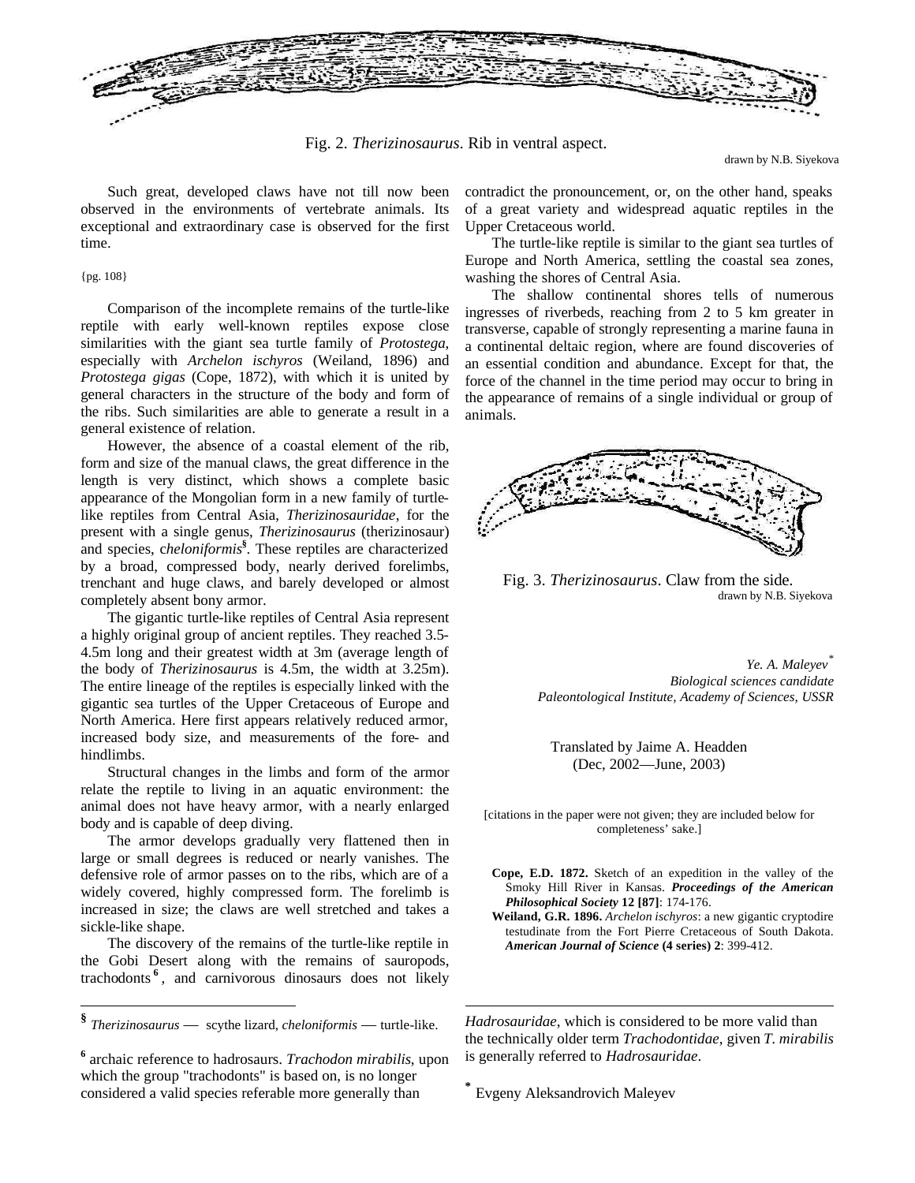Fig. 2. *Therizinosaurus*. Rib in ventral aspect.

drawn by N.B. Siyekova

Such great, developed claws have not till now been observed in the environments of vertebrate animals. Its exceptional and extraordinary case is observed for the first time.

{pg. 108}

Comparison of the incomplete remains of the turtle-like reptile with early well-known reptiles expose close similarities with the giant sea turtle family of *Protostega*, especially with *Archelon ischyros* (Weiland, 1896) and *Protostega gigas* (Cope, 1872), with which it is united by general characters in the structure of the body and form of the ribs. Such similarities are able to generate a result in a general existence of relation.

However, the absence of a coastal element of the rib, form and size of the manual claws, the great difference in the length is very distinct, which shows a complete basic appearance of the Mongolian form in a new family of turtle-like reptiles from Central Asia, *Therizinosauridae*, for the present with a single genus, *Therizinosaurus* (therizinosaur) and species, *cheloniformis*[§]. These reptiles are characterized by a broad, compressed body, nearly derived forelimbs, trenchant and huge claws, and barely developed or almost completely absent bony armor.

The gigantic turtle-like reptiles of Central Asia represent a highly original group of ancient reptiles. They reached 3.5-4.5m long and their greatest width at 3m (average length of the body of *Therizinosaurus* is 4.5m, the width at 3.25m). The entire lineage of the reptiles is especially linked with the gigantic sea turtles of the Upper Cretaceous of Europe and North America. Here first appears relatively reduced armor, increased body size, and measurements of the fore- and hindlimbs.

Structural changes in the limbs and form of the armor relate the reptile to living in an aquatic environment: the animal does not have heavy armor, with a nearly enlarged body and is capable of deep diving.

The armor develops gradually very flattened then in large or small degrees is reduced or nearly vanishes. The defensive role of armor passes on to the ribs, which are of a widely covered, highly compressed form. The forelimb is increased in size; the claws are well stretched and takes a sickle-like shape.

The discovery of the remains of the turtle-like reptile in the Gobi Desert along with the remains of sauropods, trachodonts[6], and carnivorous dinosaurs does not likely contradict the pronouncement, or, on the other hand, speaks of a great variety and widespread aquatic reptiles in the Upper Cretaceous world.

The turtle-like reptile is similar to the giant sea turtles of Europe and North America, settling the coastal sea zones, washing the shores of Central Asia.

The shallow continental shores tells of numerous ingresses of riverbeds, reaching from 2 to 5 km greater in transverse, capable of strongly representing a marine fauna in a continental deltaic region, where are found discoveries of an essential condition and abundance. Except for that, the force of the channel in the time period may occur to bring in the appearance of remains of a single individual or group of animals.

Fig. 3. *Therizinosaurus*. Claw from the side.

drawn by N.B. Siyekova

*Ye. A. Maleyev*[*]
*Biological sciences candidate*
*Paleontological Institute, Academy of Sciences, USSR*

Translated by Jaime A. Headden
(Dec, 2002—June, 2003)

[citations in the paper were not given; they are included below for completeness' sake.]

**Cope, E.D. 1872.** Sketch of an expedition in the valley of the Smoky Hill River in Kansas. ***Proceedings of the American Philosophical Society* 12 [87]**: 174-176.

**Weiland, G.R. 1896.** *Archelon ischyros*: a new gigantic cryptodire testudinate from the Fort Pierre Cretaceous of South Dakota. ***American Journal of Science* (4 series) 2**: 399-412.

---

§ *Therizinosaurus* — scythe lizard, *cheloniformis* — turtle-like.

6 archaic reference to hadrosaurs. *Trachodon mirabilis*, upon which the group "trachodonts" is based on, is no longer considered a valid species referable more generally than *Hadrosauridae*, which is considered to be more valid than the technically older term *Trachodontidae*, given *T. mirabilis* is generally referred to *Hadrosauridae*.

\* Evgeny Aleksandrovich Maleyev